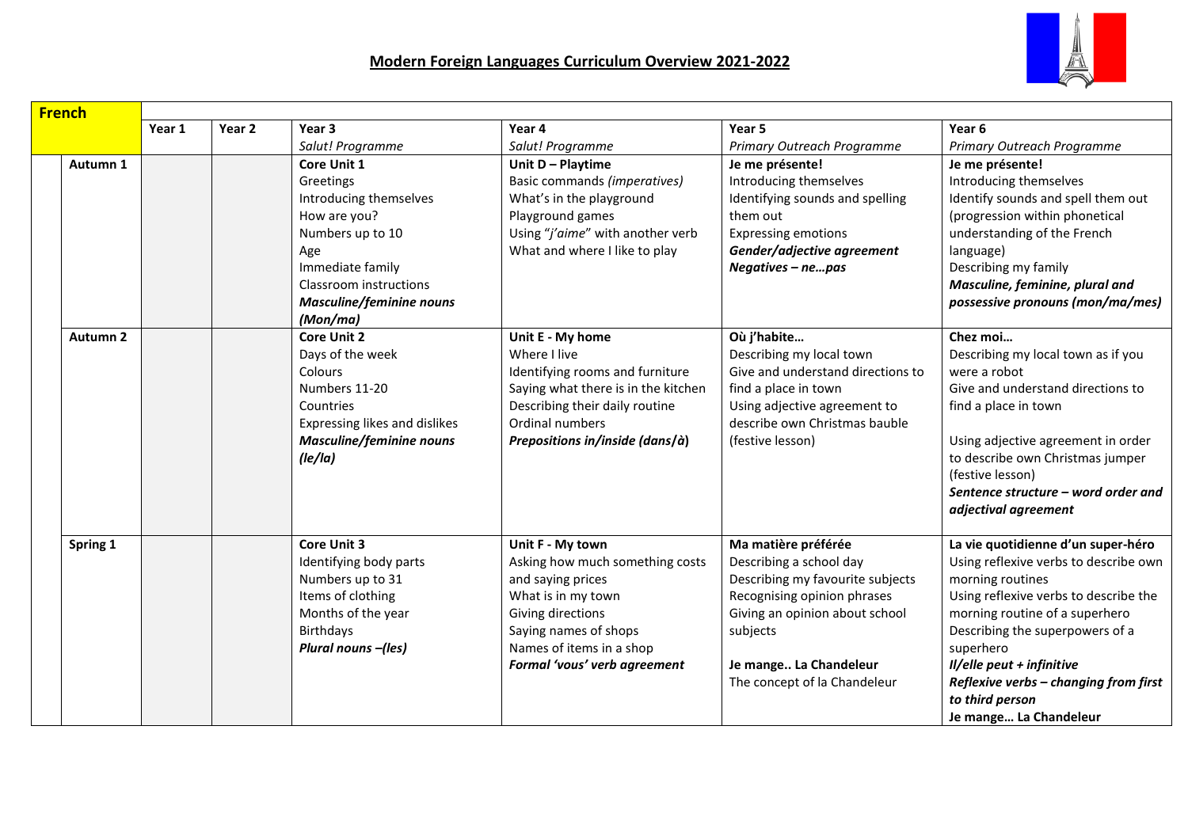# Modern Foreign Languages Curriculum Overview 2021-2022

| French | Year 1 | Year 2 | Year 3<br>*Salut! Programme* | Year 4<br>*Salut! Programme* | Year 5<br>*Primary Outreach Programme* | Year 6<br>*Primary Outreach Programme* |
|---|---|---|---|---|---|---|
| Autumn 1 | | | **Core Unit 1**<br>Greetings<br>Introducing themselves<br>How are you?<br>Numbers up to 10<br>Age<br>Immediate family<br>Classroom instructions<br>***Masculine/feminine nouns (Mon/ma)*** | **Unit D – Playtime**<br>Basic commands *(imperatives)*<br>What's in the playground<br>Playground games<br>Using "*j'aime*" with another verb<br>What and where I like to play | **Je me présente!**<br>Introducing themselves<br>Identifying sounds and spelling them out<br>Expressing emotions<br>***Gender/adjective agreement***<br>***Negatives – ne…pas*** | **Je me présente!**<br>Introducing themselves<br>Identify sounds and spell them out (progression within phonetical understanding of the French language)<br>Describing my family<br>***Masculine, feminine, plural and possessive pronouns (mon/ma/mes)*** |
| Autumn 2 | | | **Core Unit 2**<br>Days of the week<br>Colours<br>Numbers 11-20<br>Countries<br>Expressing likes and dislikes<br>***Masculine/feminine nouns (le/la)*** | **Unit E - My home**<br>Where I live<br>Identifying rooms and furniture<br>Saying what there is in the kitchen<br>Describing their daily routine<br>Ordinal numbers<br>***Prepositions in/inside (dans/à)*** | **Où j'habite…**<br>Describing my local town<br>Give and understand directions to find a place in town<br>Using adjective agreement to describe own Christmas bauble (festive lesson) | **Chez moi…**<br>Describing my local town as if you were a robot<br>Give and understand directions to find a place in town<br><br>Using adjective agreement in order to describe own Christmas jumper (festive lesson)<br>***Sentence structure – word order and adjectival agreement*** |
| Spring 1 | | | **Core Unit 3**<br>Identifying body parts<br>Numbers up to 31<br>Items of clothing<br>Months of the year<br>Birthdays<br>***Plural nouns –(les)*** | **Unit F - My town**<br>Asking how much something costs and saying prices<br>What is in my town<br>Giving directions<br>Saying names of shops<br>Names of items in a shop<br>***Formal 'vous' verb agreement*** | **Ma matière préférée**<br>Describing a school day<br>Describing my favourite subjects<br>Recognising opinion phrases<br>Giving an opinion about school subjects<br><br>**Je mange.. La Chandeleur**<br>The concept of la Chandeleur | **La vie quotidienne d'un super-héro**<br>Using reflexive verbs to describe own morning routines<br>Using reflexive verbs to describe the morning routine of a superhero<br>Describing the superpowers of a superhero<br>***Il/elle peut + infinitive***<br>***Reflexive verbs – changing from first to third person***<br>**Je mange… La Chandeleur** |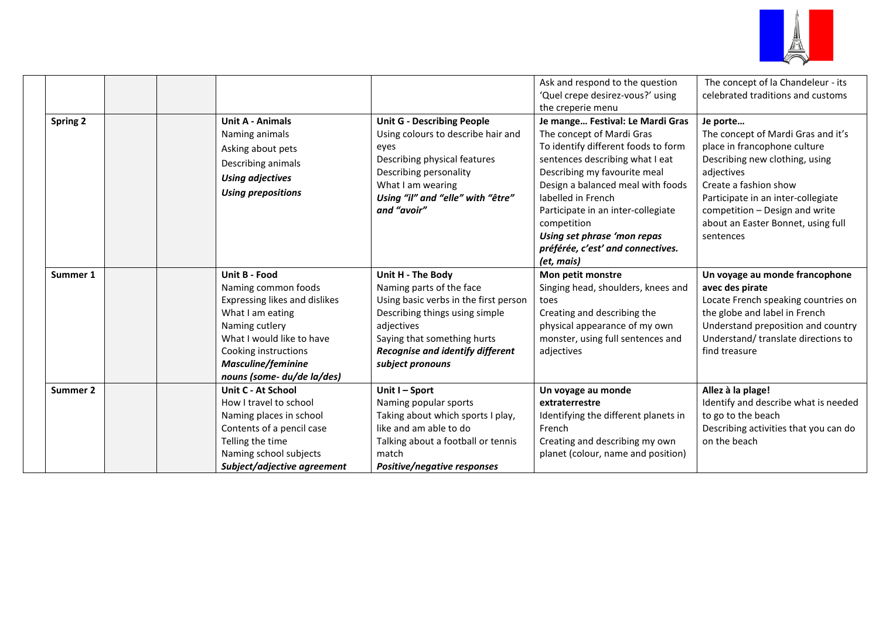| | | | | | | |
|---|---|---|---|---|---|---|
| | | | | | Ask and respond to the question 'Quel crepe desirez-vous?' using the creperie menu | The concept of la Chandeleur - its celebrated traditions and customs |
| **Spring 2** | | | **Unit A - Animals**<br>Naming animals<br>Asking about pets<br>Describing animals<br>***Using adjectives***<br>***Using prepositions*** | **Unit G - Describing People**<br>Using colours to describe hair and eyes<br>Describing physical features<br>Describing personality<br>What I am wearing<br>***Using "il" and "elle" with "être" and "avoir"*** | **Je mange… Festival: Le Mardi Gras**<br>The concept of Mardi Gras<br>To identify different foods to form sentences describing what I eat<br>Describing my favourite meal<br>Design a balanced meal with foods labelled in French<br>Participate in an inter-collegiate competition<br>***Using set phrase 'mon repas préférée, c'est' and connectives. (et, mais)*** | **Je porte…**<br>The concept of Mardi Gras and it's place in francophone culture<br>Describing new clothing, using adjectives<br>Create a fashion show<br>Participate in an inter-collegiate competition – Design and write about an Easter Bonnet, using full sentences |
| **Summer 1** | | | **Unit B - Food**<br>Naming common foods<br>Expressing likes and dislikes<br>What I am eating<br>Naming cutlery<br>What I would like to have<br>Cooking instructions<br>***Masculine/feminine nouns (some- du/de la/des)*** | **Unit H - The Body**<br>Naming parts of the face<br>Using basic verbs in the first person<br>Describing things using simple adjectives<br>Saying that something hurts<br>***Recognise and identify different subject pronouns*** | **Mon petit monstre**<br>Singing head, shoulders, knees and toes<br>Creating and describing the physical appearance of my own monster, using full sentences and adjectives | **Un voyage au monde francophone avec des pirate**<br>Locate French speaking countries on the globe and label in French<br>Understand preposition and country<br>Understand/ translate directions to find treasure |
| **Summer 2** | | | **Unit C - At School**<br>How I travel to school<br>Naming places in school<br>Contents of a pencil case<br>Telling the time<br>Naming school subjects<br>***Subject/adjective agreement*** | **Unit I – Sport**<br>Naming popular sports<br>Taking about which sports I play, like and am able to do<br>Talking about a football or tennis match<br>***Positive/negative responses*** | **Un voyage au monde extraterrestre**<br>Identifying the different planets in French<br>Creating and describing my own planet (colour, name and position) | **Allez à la plage!**<br>Identify and describe what is needed to go to the beach<br>Describing activities that you can do on the beach |